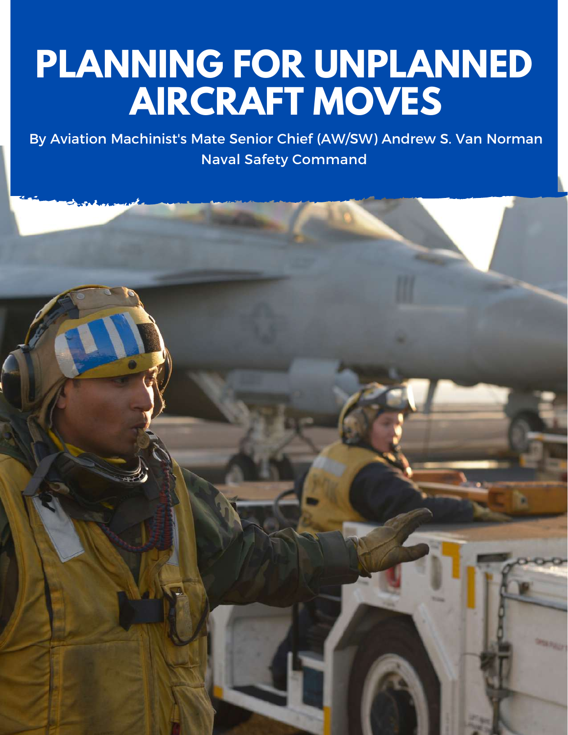# PLANNING FOR UNPLANNED AIRCRAFT MOVES

By Aviation Machinist's Mate Senior Chief (AW/SW) Andrew S. Van Norman
Naval Safety Command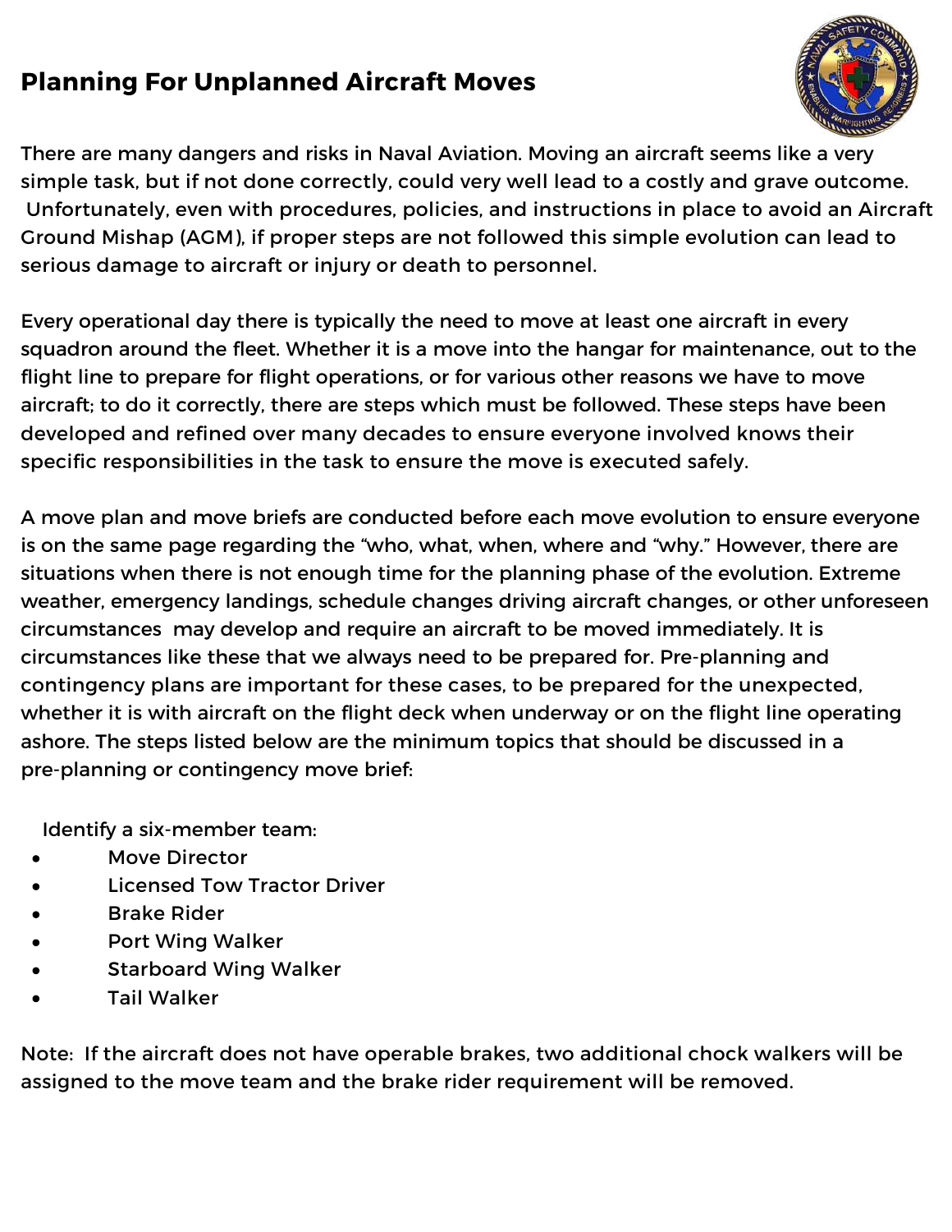## Planning For Unplanned Aircraft Moves

There are many dangers and risks in Naval Aviation. Moving an aircraft seems like a very simple task, but if not done correctly, could very well lead to a costly and grave outcome. Unfortunately, even with procedures, policies, and instructions in place to avoid an Aircraft Ground Mishap (AGM), if proper steps are not followed this simple evolution can lead to serious damage to aircraft or injury or death to personnel.

Every operational day there is typically the need to move at least one aircraft in every squadron around the fleet. Whether it is a move into the hangar for maintenance, out to the flight line to prepare for flight operations, or for various other reasons we have to move aircraft; to do it correctly, there are steps which must be followed. These steps have been developed and refined over many decades to ensure everyone involved knows their specific responsibilities in the task to ensure the move is executed safely.

A move plan and move briefs are conducted before each move evolution to ensure everyone is on the same page regarding the "who, what, when, where and "why." However, there are situations when there is not enough time for the planning phase of the evolution. Extreme weather, emergency landings, schedule changes driving aircraft changes, or other unforeseen circumstances may develop and require an aircraft to be moved immediately. It is circumstances like these that we always need to be prepared for. Pre-planning and contingency plans are important for these cases, to be prepared for the unexpected, whether it is with aircraft on the flight deck when underway or on the flight line operating ashore. The steps listed below are the minimum topics that should be discussed in a pre-planning or contingency move brief:

Identify a six-member team:

- Move Director
- Licensed Tow Tractor Driver
- Brake Rider
- Port Wing Walker
- Starboard Wing Walker
- Tail Walker

Note: If the aircraft does not have operable brakes, two additional chock walkers will be assigned to the move team and the brake rider requirement will be removed.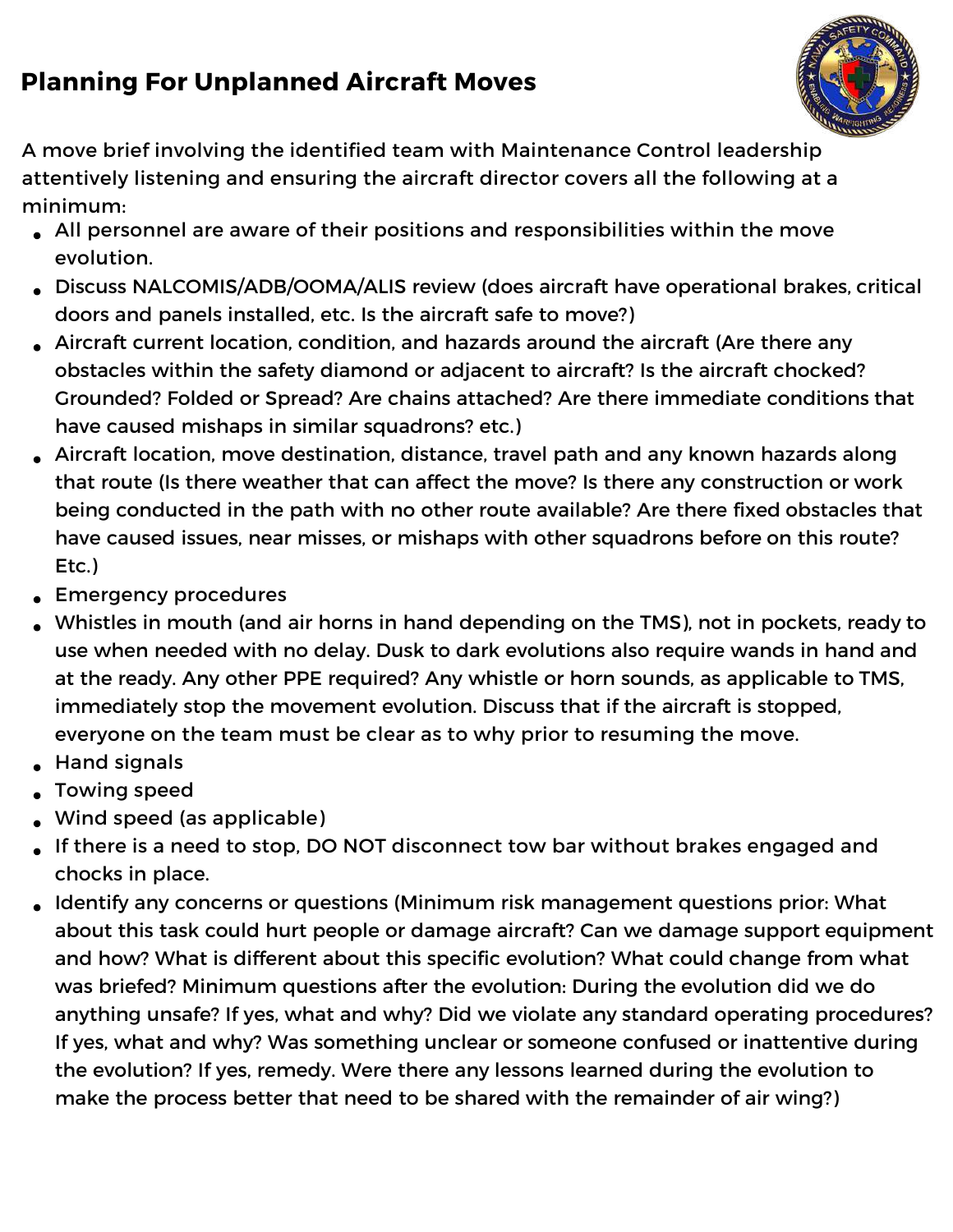## Planning For Unplanned Aircraft Moves

A move brief involving the identified team with Maintenance Control leadership attentively listening and ensuring the aircraft director covers all the following at a minimum:

- All personnel are aware of their positions and responsibilities within the move evolution.
- Discuss NALCOMIS/ADB/OOMA/ALIS review (does aircraft have operational brakes, critical doors and panels installed, etc. Is the aircraft safe to move?)
- Aircraft current location, condition, and hazards around the aircraft (Are there any obstacles within the safety diamond or adjacent to aircraft? Is the aircraft chocked? Grounded? Folded or Spread? Are chains attached? Are there immediate conditions that have caused mishaps in similar squadrons? etc.)
- Aircraft location, move destination, distance, travel path and any known hazards along that route (Is there weather that can affect the move? Is there any construction or work being conducted in the path with no other route available? Are there fixed obstacles that have caused issues, near misses, or mishaps with other squadrons before on this route? Etc.)
- Emergency procedures
- Whistles in mouth (and air horns in hand depending on the TMS), not in pockets, ready to use when needed with no delay. Dusk to dark evolutions also require wands in hand and at the ready. Any other PPE required? Any whistle or horn sounds, as applicable to TMS, immediately stop the movement evolution. Discuss that if the aircraft is stopped, everyone on the team must be clear as to why prior to resuming the move.
- Hand signals
- Towing speed
- Wind speed (as applicable)
- If there is a need to stop, DO NOT disconnect tow bar without brakes engaged and chocks in place.
- Identify any concerns or questions (Minimum risk management questions prior: What about this task could hurt people or damage aircraft? Can we damage support equipment and how? What is different about this specific evolution? What could change from what was briefed? Minimum questions after the evolution: During the evolution did we do anything unsafe? If yes, what and why? Did we violate any standard operating procedures? If yes, what and why? Was something unclear or someone confused or inattentive during the evolution? If yes, remedy. Were there any lessons learned during the evolution to make the process better that need to be shared with the remainder of air wing?)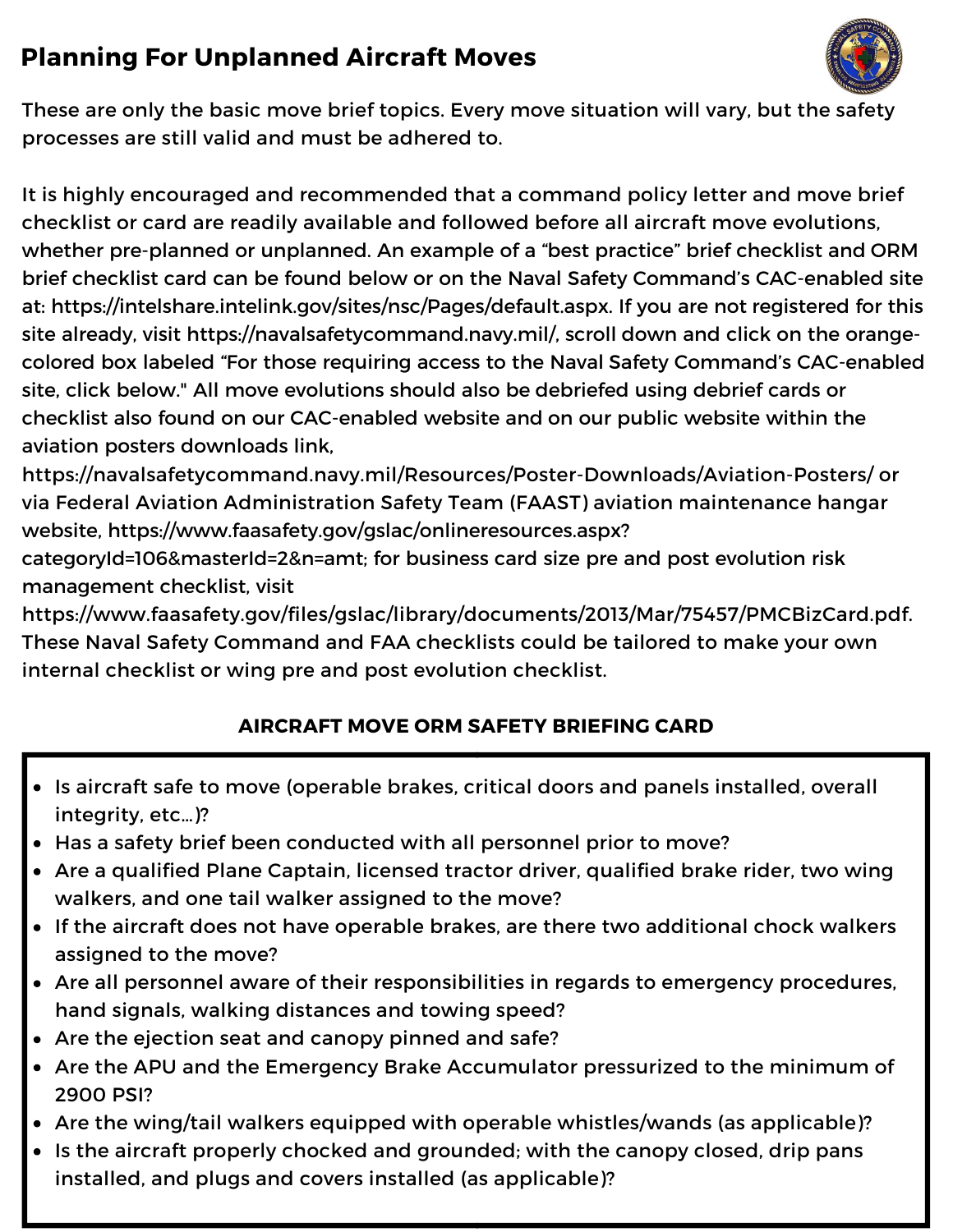## Planning For Unplanned Aircraft Moves

These are only the basic move brief topics. Every move situation will vary, but the safety processes are still valid and must be adhered to.

It is highly encouraged and recommended that a command policy letter and move brief checklist or card are readily available and followed before all aircraft move evolutions, whether pre-planned or unplanned. An example of a "best practice" brief checklist and ORM brief checklist card can be found below or on the Naval Safety Command's CAC-enabled site at: https://intelshare.intelink.gov/sites/nsc/Pages/default.aspx. If you are not registered for this site already, visit https://navalsafetycommand.navy.mil/, scroll down and click on the orange-colored box labeled "For those requiring access to the Naval Safety Command's CAC-enabled site, click below." All move evolutions should also be debriefed using debrief cards or checklist also found on our CAC-enabled website and on our public website within the aviation posters downloads link, https://navalsafetycommand.navy.mil/Resources/Poster-Downloads/Aviation-Posters/ or via Federal Aviation Administration Safety Team (FAAST) aviation maintenance hangar website, https://www.faasafety.gov/gslac/onlineresources.aspx?categoryId=106&masterId=2&n=amt; for business card size pre and post evolution risk management checklist, visit https://www.faasafety.gov/files/gslac/library/documents/2013/Mar/75457/PMCBizCard.pdf. These Naval Safety Command and FAA checklists could be tailored to make your own internal checklist or wing pre and post evolution checklist.

**AIRCRAFT MOVE ORM SAFETY BRIEFING CARD**

- Is aircraft safe to move (operable brakes, critical doors and panels installed, overall integrity, etc…)?
- Has a safety brief been conducted with all personnel prior to move?
- Are a qualified Plane Captain, licensed tractor driver, qualified brake rider, two wing walkers, and one tail walker assigned to the move?
- If the aircraft does not have operable brakes, are there two additional chock walkers assigned to the move?
- Are all personnel aware of their responsibilities in regards to emergency procedures, hand signals, walking distances and towing speed?
- Are the ejection seat and canopy pinned and safe?
- Are the APU and the Emergency Brake Accumulator pressurized to the minimum of 2900 PSI?
- Are the wing/tail walkers equipped with operable whistles/wands (as applicable)?
- Is the aircraft properly chocked and grounded; with the canopy closed, drip pans installed, and plugs and covers installed (as applicable)?